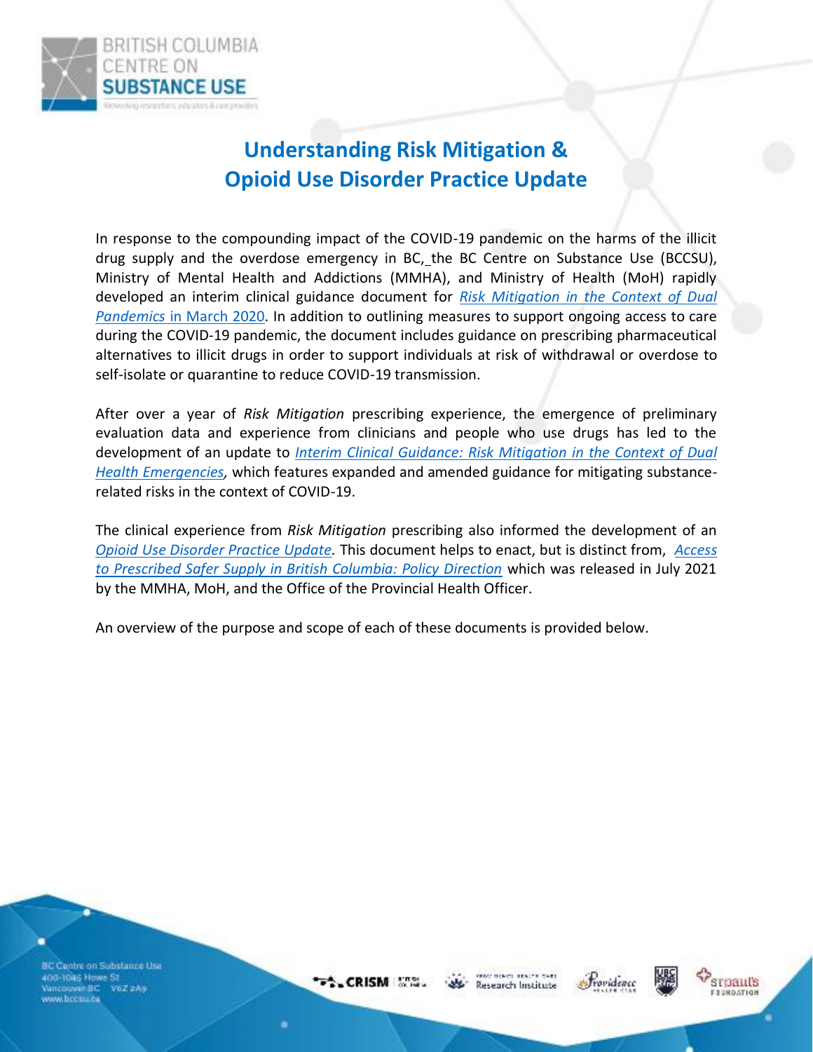# Understanding Risk Mitigation & Opioid Use Disorder Practice Update

In response to the compounding impact of the COVID-19 pandemic on the harms of the illicit drug supply and the overdose emergency in BC, the BC Centre on Substance Use (BCCSU), Ministry of Mental Health and Addictions (MMHA), and Ministry of Health (MoH) rapidly developed an interim clinical guidance document for *Risk Mitigation in the Context of Dual Pandemics* in March 2020. In addition to outlining measures to support ongoing access to care during the COVID-19 pandemic, the document includes guidance on prescribing pharmaceutical alternatives to illicit drugs in order to support individuals at risk of withdrawal or overdose to self-isolate or quarantine to reduce COVID-19 transmission.

After over a year of *Risk Mitigation* prescribing experience, the emergence of preliminary evaluation data and experience from clinicians and people who use drugs has led to the development of an update to *Interim Clinical Guidance: Risk Mitigation in the Context of Dual Health Emergencies*, which features expanded and amended guidance for mitigating substance-related risks in the context of COVID-19.

The clinical experience from *Risk Mitigation* prescribing also informed the development of an *Opioid Use Disorder Practice Update*. This document helps to enact, but is distinct from, *Access to Prescribed Safer Supply in British Columbia: Policy Direction* which was released in July 2021 by the MMHA, MoH, and the Office of the Provincial Health Officer.

An overview of the purpose and scope of each of these documents is provided below.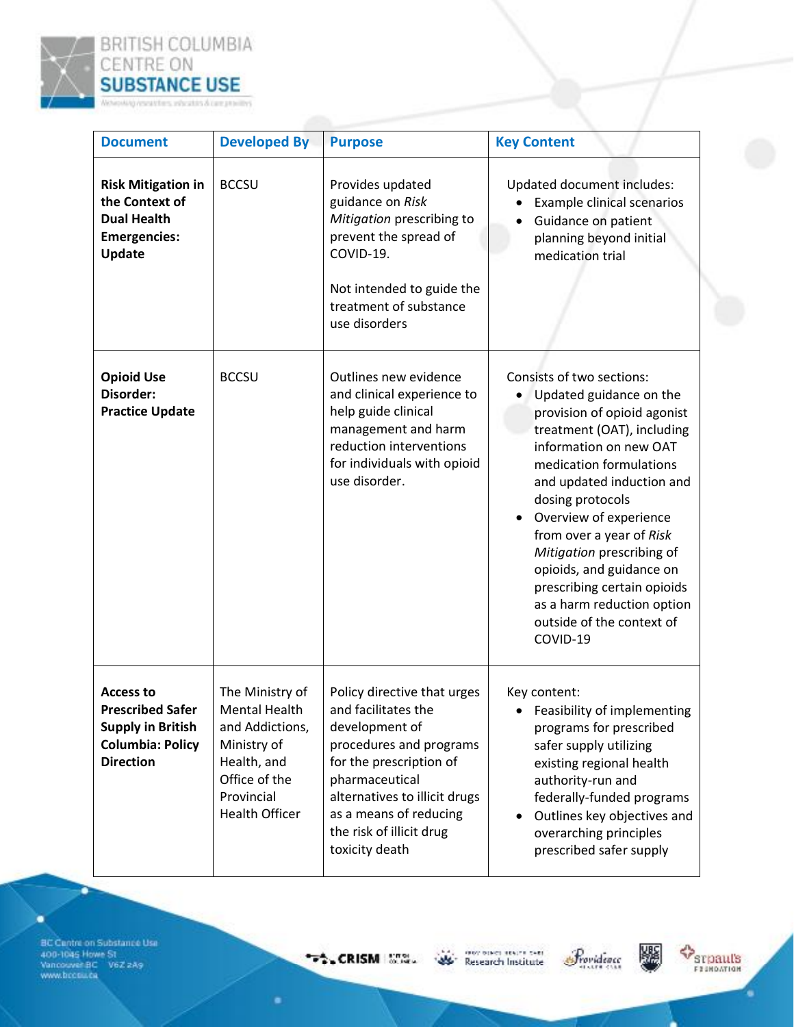| Document | Developed By | Purpose | Key Content |
|---|---|---|---|
| **Risk Mitigation in the Context of Dual Health Emergencies: Update** | BCCSU | Provides updated guidance on *Risk Mitigation* prescribing to prevent the spread of COVID-19.<br><br>Not intended to guide the treatment of substance use disorders | Updated document includes:<br>• Example clinical scenarios<br>• Guidance on patient planning beyond initial medication trial |
| **Opioid Use Disorder: Practice Update** | BCCSU | Outlines new evidence and clinical experience to help guide clinical management and harm reduction interventions for individuals with opioid use disorder. | Consists of two sections:<br>• Updated guidance on the provision of opioid agonist treatment (OAT), including information on new OAT medication formulations and updated induction and dosing protocols<br>• Overview of experience from over a year of *Risk Mitigation* prescribing of opioids, and guidance on prescribing certain opioids as a harm reduction option outside of the context of COVID-19 |
| **Access to Prescribed Safer Supply in British Columbia: Policy Direction** | The Ministry of Mental Health and Addictions, Ministry of Health, and Office of the Provincial Health Officer | Policy directive that urges and facilitates the development of procedures and programs for the prescription of pharmaceutical alternatives to illicit drugs as a means of reducing the risk of illicit drug toxicity death | Key content:<br>• Feasibility of implementing programs for prescribed safer supply utilizing existing regional health authority-run and federally-funded programs<br>• Outlines key objectives and overarching principles prescribed safer supply |